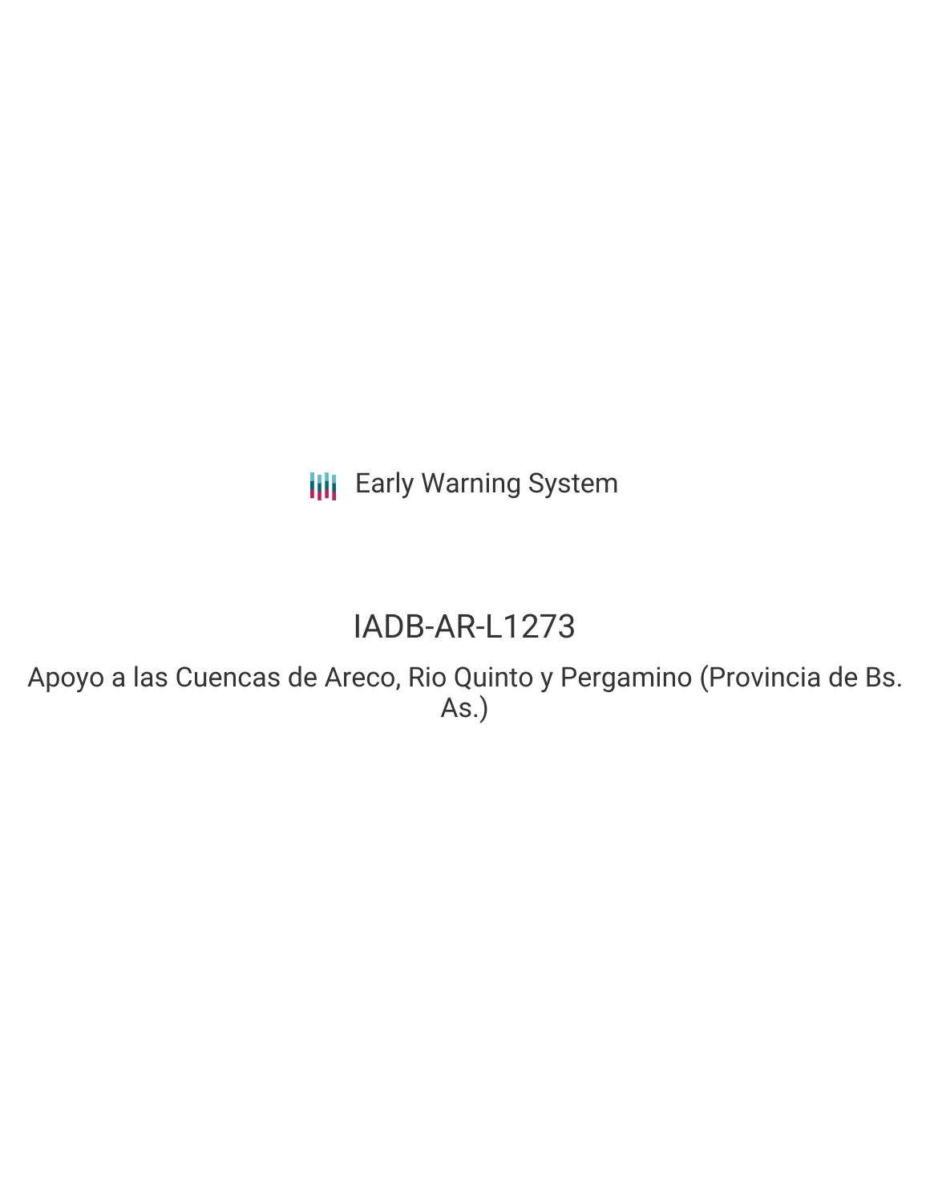Early Warning System

# IADB-AR-L1273

Apoyo a las Cuencas de Areco, Rio Quinto y Pergamino (Provincia de Bs. As.)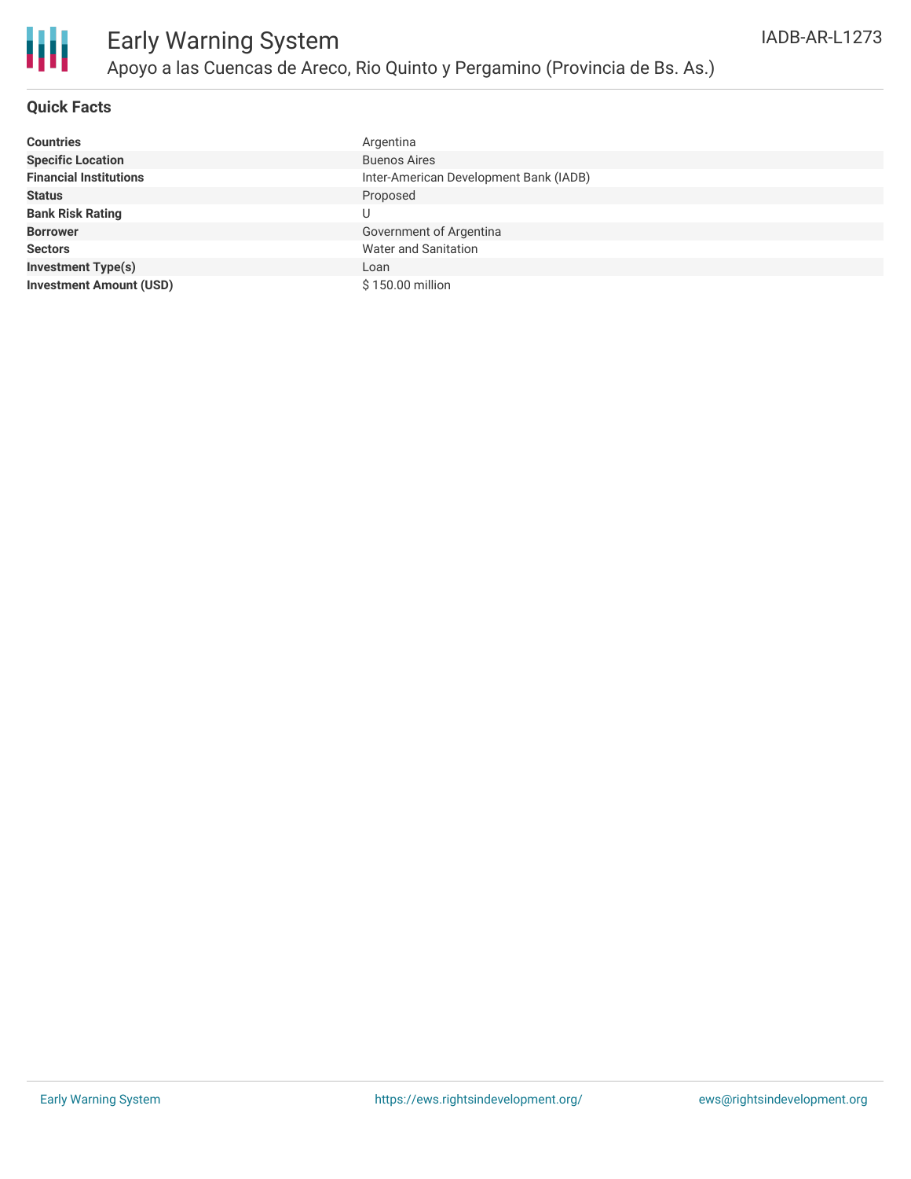# Early Warning System

## Apoyo a las Cuencas de Areco, Rio Quinto y Pergamino (Provincia de Bs. As.)

IADB-AR-L1273

### Quick Facts

| | |
|---|---|
| **Countries** | Argentina |
| **Specific Location** | Buenos Aires |
| **Financial Institutions** | Inter-American Development Bank (IADB) |
| **Status** | Proposed |
| **Bank Risk Rating** | U |
| **Borrower** | Government of Argentina |
| **Sectors** | Water and Sanitation |
| **Investment Type(s)** | Loan |
| **Investment Amount (USD)** | $ 150.00 million |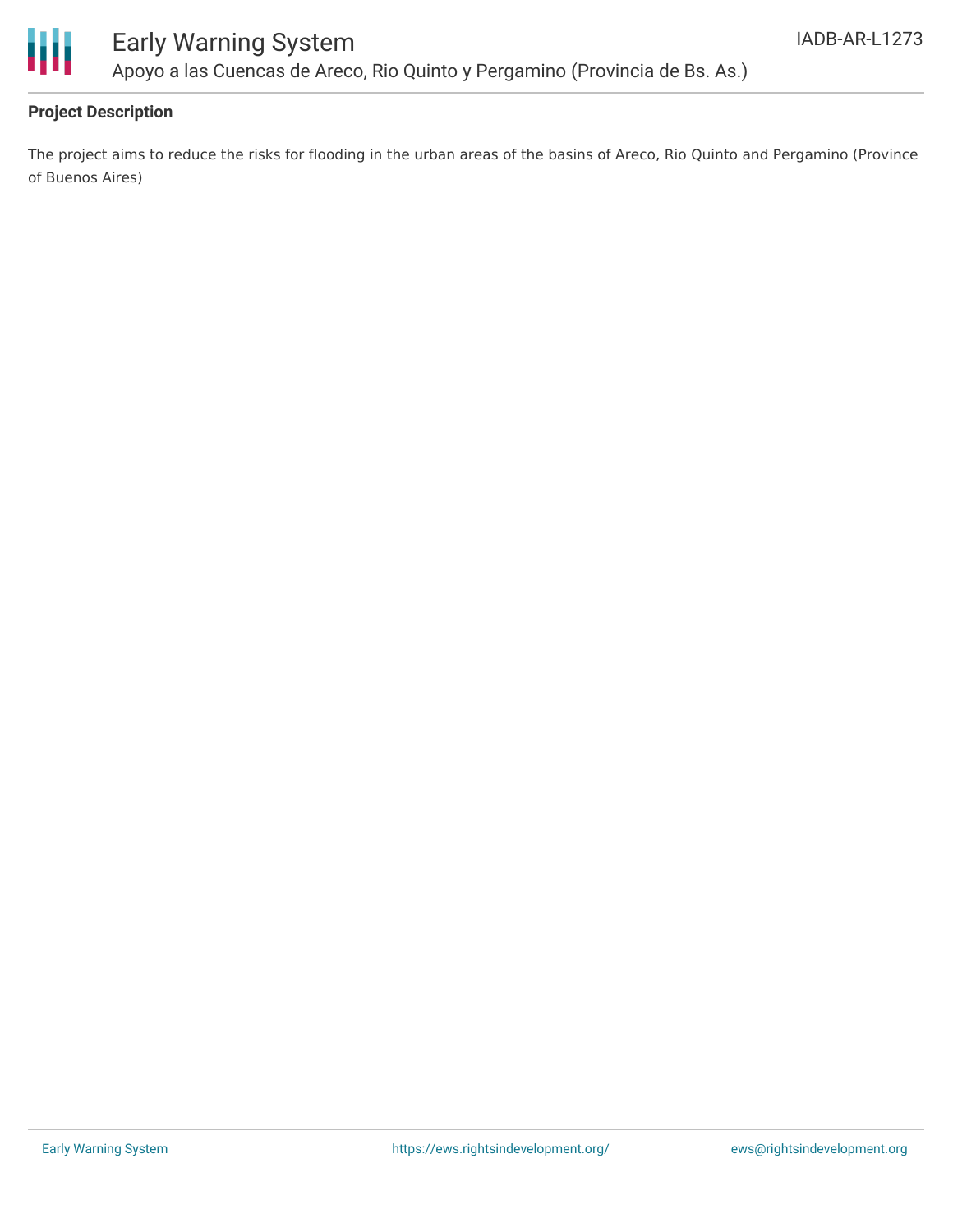## Project Description

The project aims to reduce the risks for flooding in the urban areas of the basins of Areco, Rio Quinto and Pergamino (Province of Buenos Aires)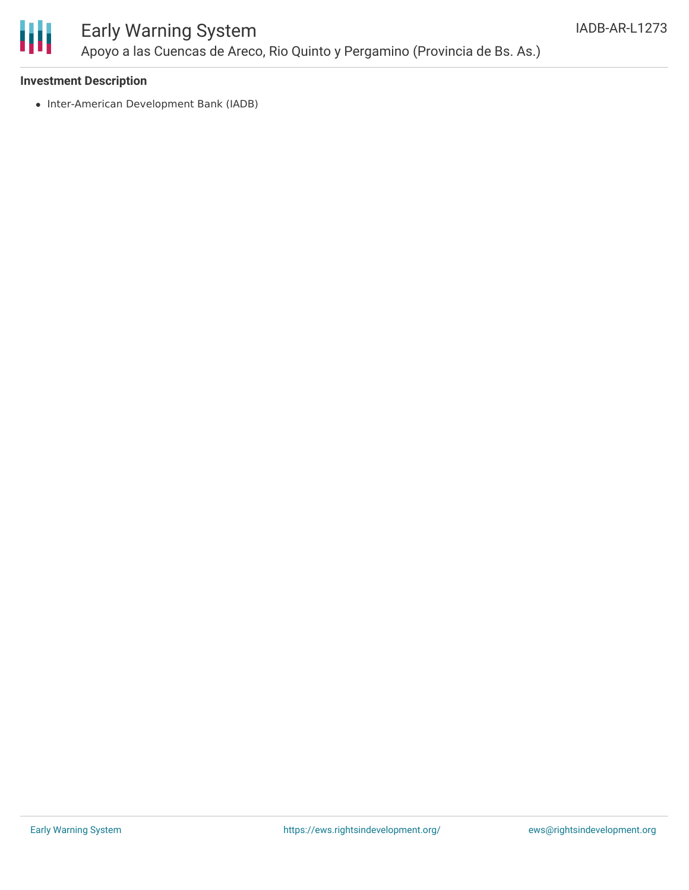**Investment Description**

- Inter-American Development Bank (IADB)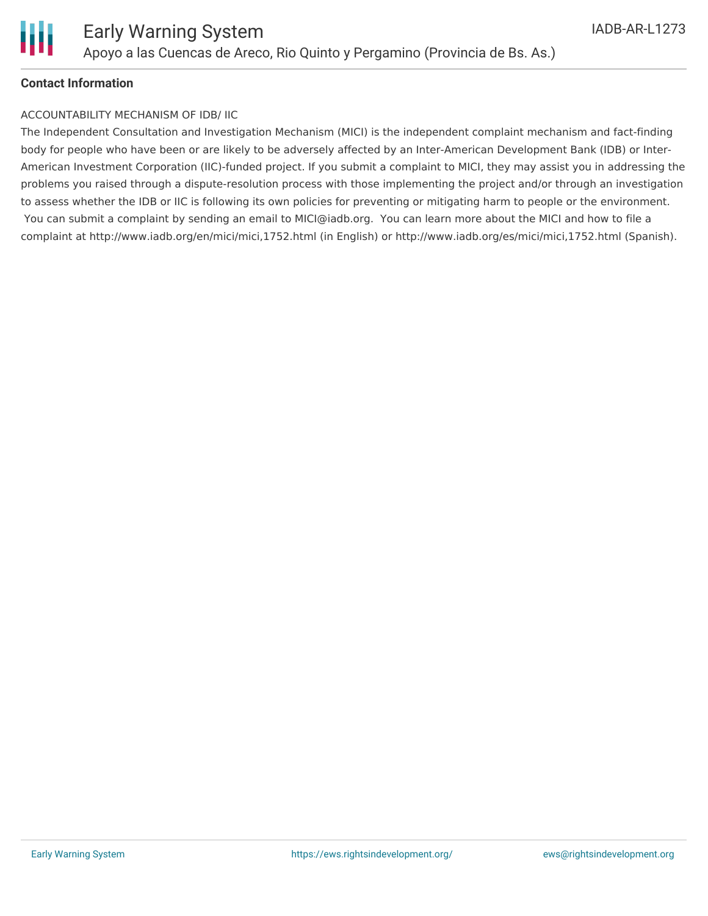## Contact Information

ACCOUNTABILITY MECHANISM OF IDB/ IIC

The Independent Consultation and Investigation Mechanism (MICI) is the independent complaint mechanism and fact-finding body for people who have been or are likely to be adversely affected by an Inter-American Development Bank (IDB) or Inter-American Investment Corporation (IIC)-funded project. If you submit a complaint to MICI, they may assist you in addressing the problems you raised through a dispute-resolution process with those implementing the project and/or through an investigation to assess whether the IDB or IIC is following its own policies for preventing or mitigating harm to people or the environment. You can submit a complaint by sending an email to MICI@iadb.org. You can learn more about the MICI and how to file a complaint at http://www.iadb.org/en/mici/mici,1752.html (in English) or http://www.iadb.org/es/mici/mici,1752.html (Spanish).